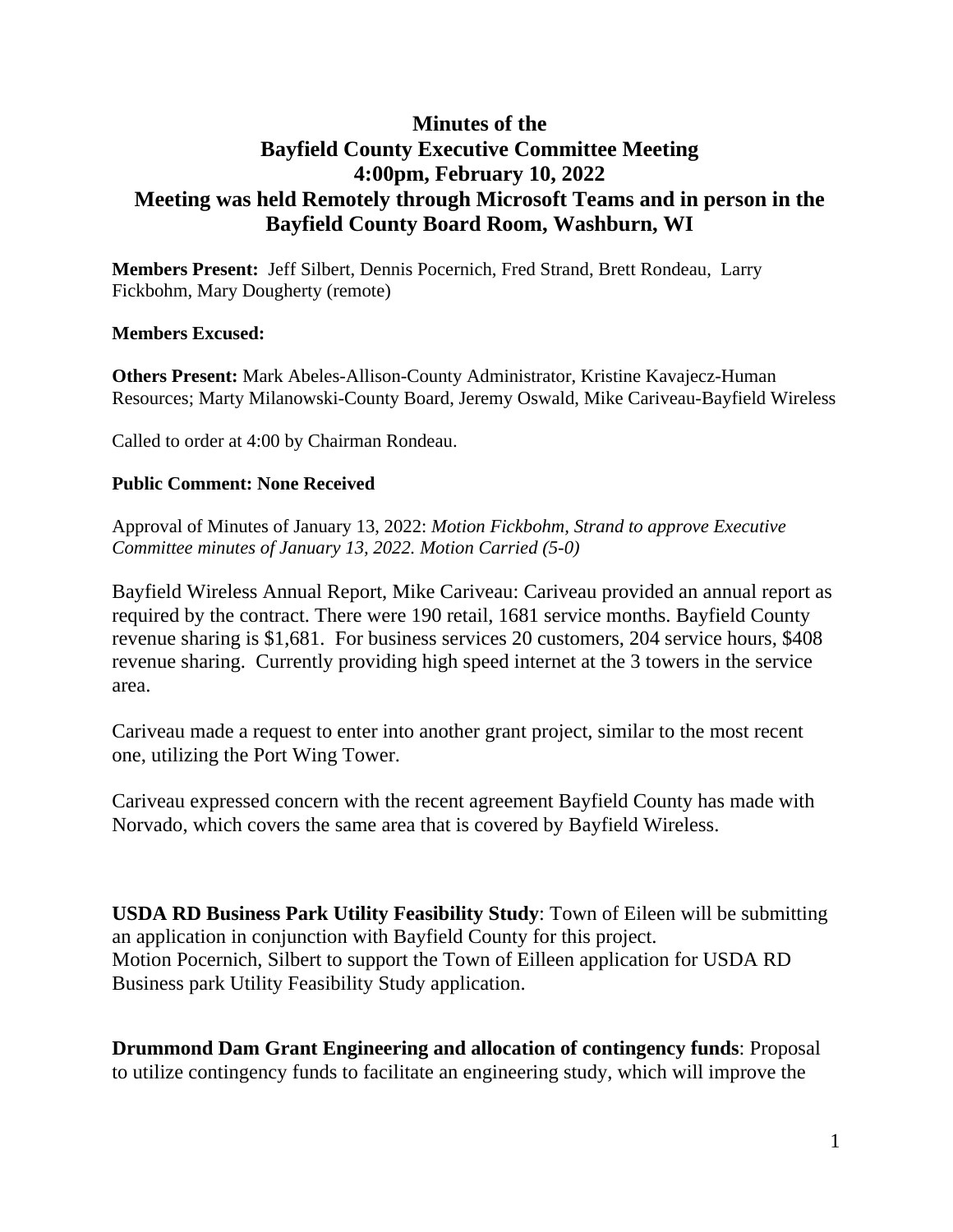# Minutes of the
# Bayfield County Executive Committee Meeting
# 4:00pm, February 10, 2022
# Meeting was held Remotely through Microsoft Teams and in person in the Bayfield County Board Room, Washburn, WI

**Members Present:** Jeff Silbert, Dennis Pocernich, Fred Strand, Brett Rondeau, Larry Fickbohm, Mary Dougherty (remote)

**Members Excused:**

**Others Present:** Mark Abeles-Allison-County Administrator, Kristine Kavajecz-Human Resources; Marty Milanowski-County Board, Jeremy Oswald, Mike Cariveau-Bayfield Wireless

Called to order at 4:00 by Chairman Rondeau.

**Public Comment: None Received**

Approval of Minutes of January 13, 2022: *Motion Fickbohm, Strand to approve Executive Committee minutes of January 13, 2022. Motion Carried (5-0)*

Bayfield Wireless Annual Report, Mike Cariveau: Cariveau provided an annual report as required by the contract. There were 190 retail, 1681 service months. Bayfield County revenue sharing is $1,681. For business services 20 customers, 204 service hours, $408 revenue sharing. Currently providing high speed internet at the 3 towers in the service area.

Cariveau made a request to enter into another grant project, similar to the most recent one, utilizing the Port Wing Tower.

Cariveau expressed concern with the recent agreement Bayfield County has made with Norvado, which covers the same area that is covered by Bayfield Wireless.

**USDA RD Business Park Utility Feasibility Study**: Town of Eileen will be submitting an application in conjunction with Bayfield County for this project.
Motion Pocernich, Silbert to support the Town of Eilleen application for USDA RD Business park Utility Feasibility Study application.

**Drummond Dam Grant Engineering and allocation of contingency funds**: Proposal to utilize contingency funds to facilitate an engineering study, which will improve the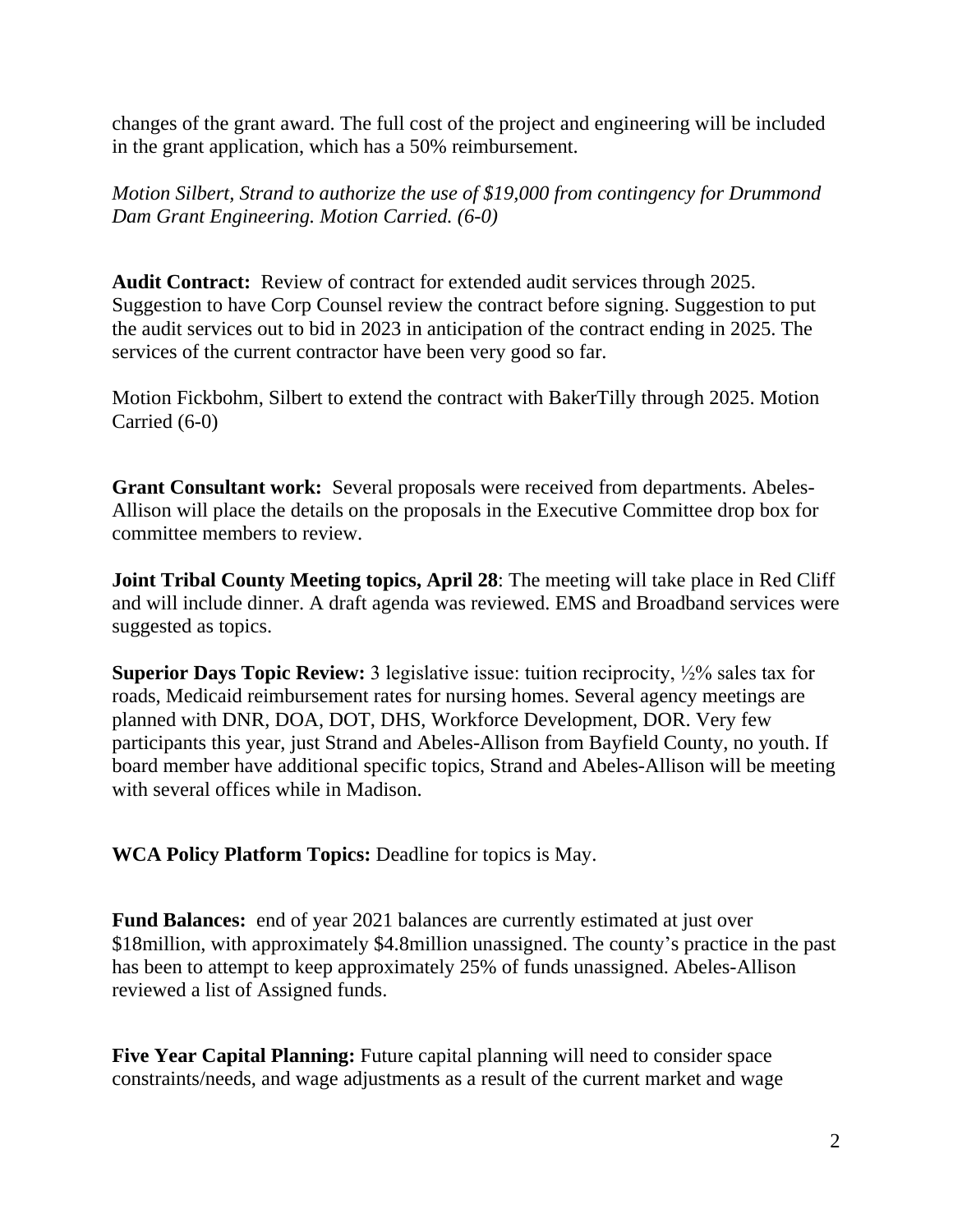changes of the grant award. The full cost of the project and engineering will be included in the grant application, which has a 50% reimbursement.

*Motion Silbert, Strand to authorize the use of $19,000 from contingency for Drummond Dam Grant Engineering. Motion Carried. (6-0)*

**Audit Contract:** Review of contract for extended audit services through 2025. Suggestion to have Corp Counsel review the contract before signing. Suggestion to put the audit services out to bid in 2023 in anticipation of the contract ending in 2025. The services of the current contractor have been very good so far.

Motion Fickbohm, Silbert to extend the contract with BakerTilly through 2025. Motion Carried (6-0)

**Grant Consultant work:** Several proposals were received from departments. Abeles-Allison will place the details on the proposals in the Executive Committee drop box for committee members to review.

**Joint Tribal County Meeting topics, April 28**: The meeting will take place in Red Cliff and will include dinner. A draft agenda was reviewed. EMS and Broadband services were suggested as topics.

**Superior Days Topic Review:** 3 legislative issue: tuition reciprocity, ½% sales tax for roads, Medicaid reimbursement rates for nursing homes. Several agency meetings are planned with DNR, DOA, DOT, DHS, Workforce Development, DOR. Very few participants this year, just Strand and Abeles-Allison from Bayfield County, no youth. If board member have additional specific topics, Strand and Abeles-Allison will be meeting with several offices while in Madison.

**WCA Policy Platform Topics:** Deadline for topics is May.

**Fund Balances:** end of year 2021 balances are currently estimated at just over $18million, with approximately $4.8million unassigned. The county's practice in the past has been to attempt to keep approximately 25% of funds unassigned. Abeles-Allison reviewed a list of Assigned funds.

**Five Year Capital Planning:** Future capital planning will need to consider space constraints/needs, and wage adjustments as a result of the current market and wage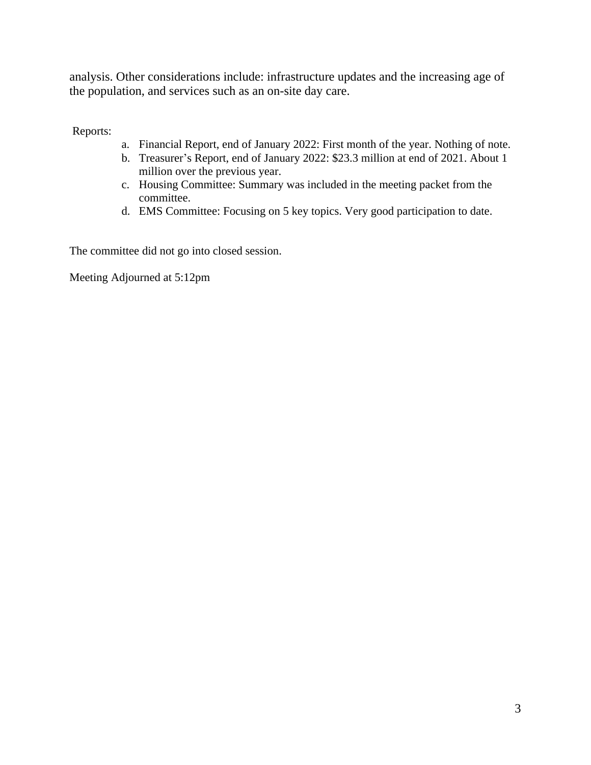analysis. Other considerations include: infrastructure updates and the increasing age of the population, and services such as an on-site day care.

Reports:

a. Financial Report, end of January 2022: First month of the year. Nothing of note.
b. Treasurer's Report, end of January 2022: $23.3 million at end of 2021. About 1 million over the previous year.
c. Housing Committee: Summary was included in the meeting packet from the committee.
d. EMS Committee: Focusing on 5 key topics. Very good participation to date.

The committee did not go into closed session.

Meeting Adjourned at 5:12pm